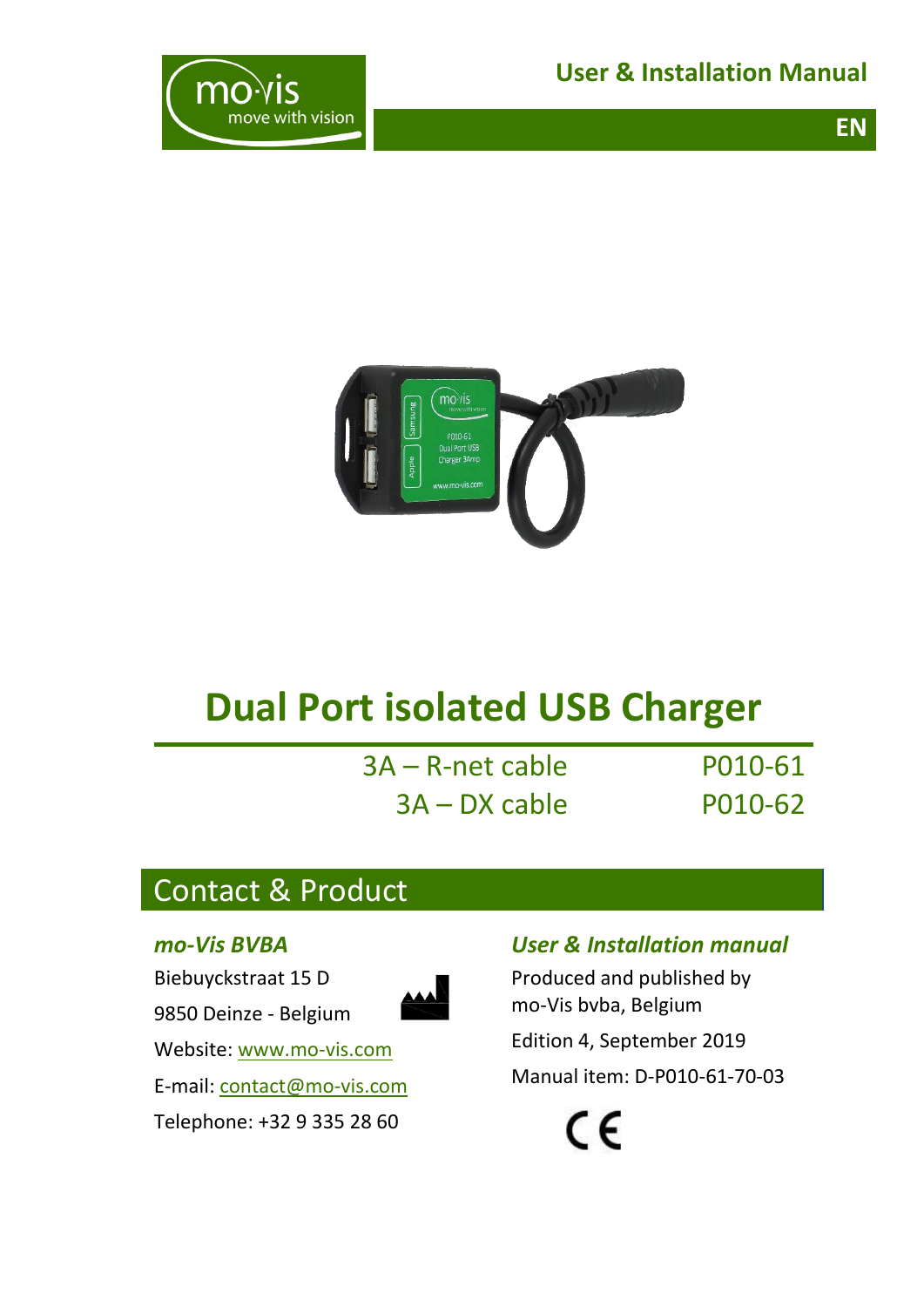User & Installation Manual

EN

# Dual Port isolated USB Charger

| | |
|---|---|
| 3A – R-net cable | P010-61 |
| 3A – DX cable | P010-62 |

## Contact & Product

***mo-Vis BVBA***

Biebuyckstraat 15 D

9850 Deinze - Belgium

Website: www.mo-vis.com

E-mail: contact@mo-vis.com

Telephone: +32 9 335 28 60

***User & Installation manual***

Produced and published by mo-Vis bvba, Belgium

Edition 4, September 2019

Manual item: D-P010-61-70-03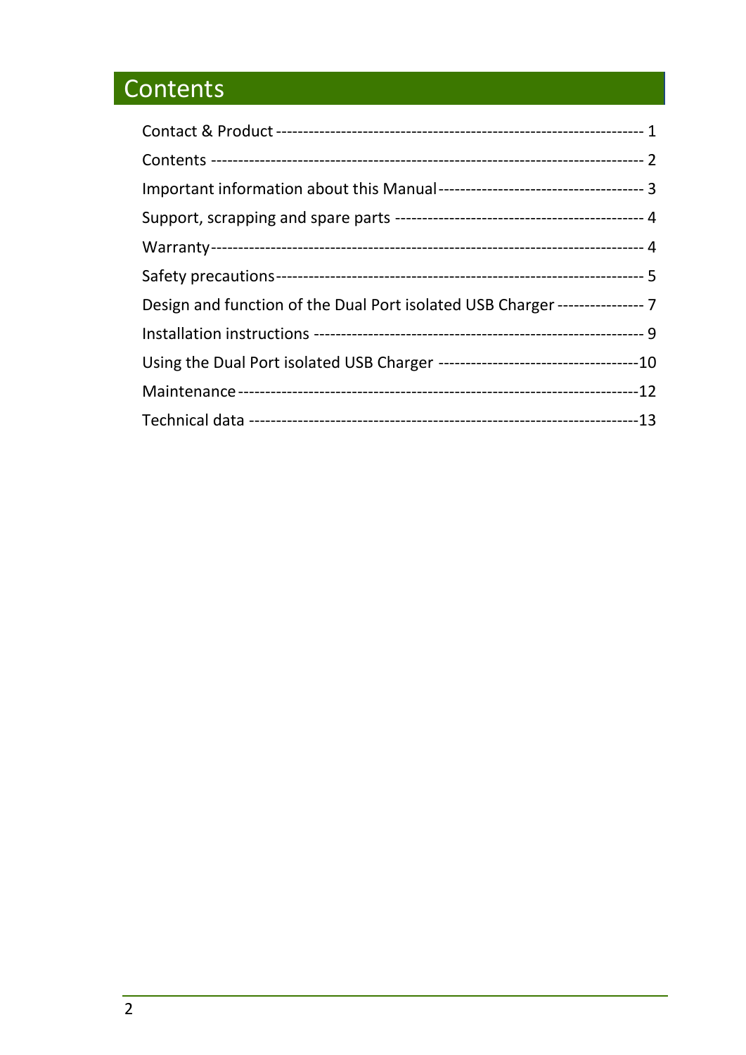# Contents

Contact & Product ------------------------------------------------------------------- 1

Contents ----------------------------------------------------------------------------- 2

Important information about this Manual ------------------------------------- 3

Support, scrapping and spare parts -------------------------------------------- 4

Warranty ---------------------------------------------------------------------------- 4

Safety precautions ------------------------------------------------------------------ 5

Design and function of the Dual Port isolated USB Charger --------------- 7

Installation instructions ------------------------------------------------------------ 9

Using the Dual Port isolated USB Charger ------------------------------------10

Maintenance ------------------------------------------------------------------------12

Technical data ----------------------------------------------------------------------13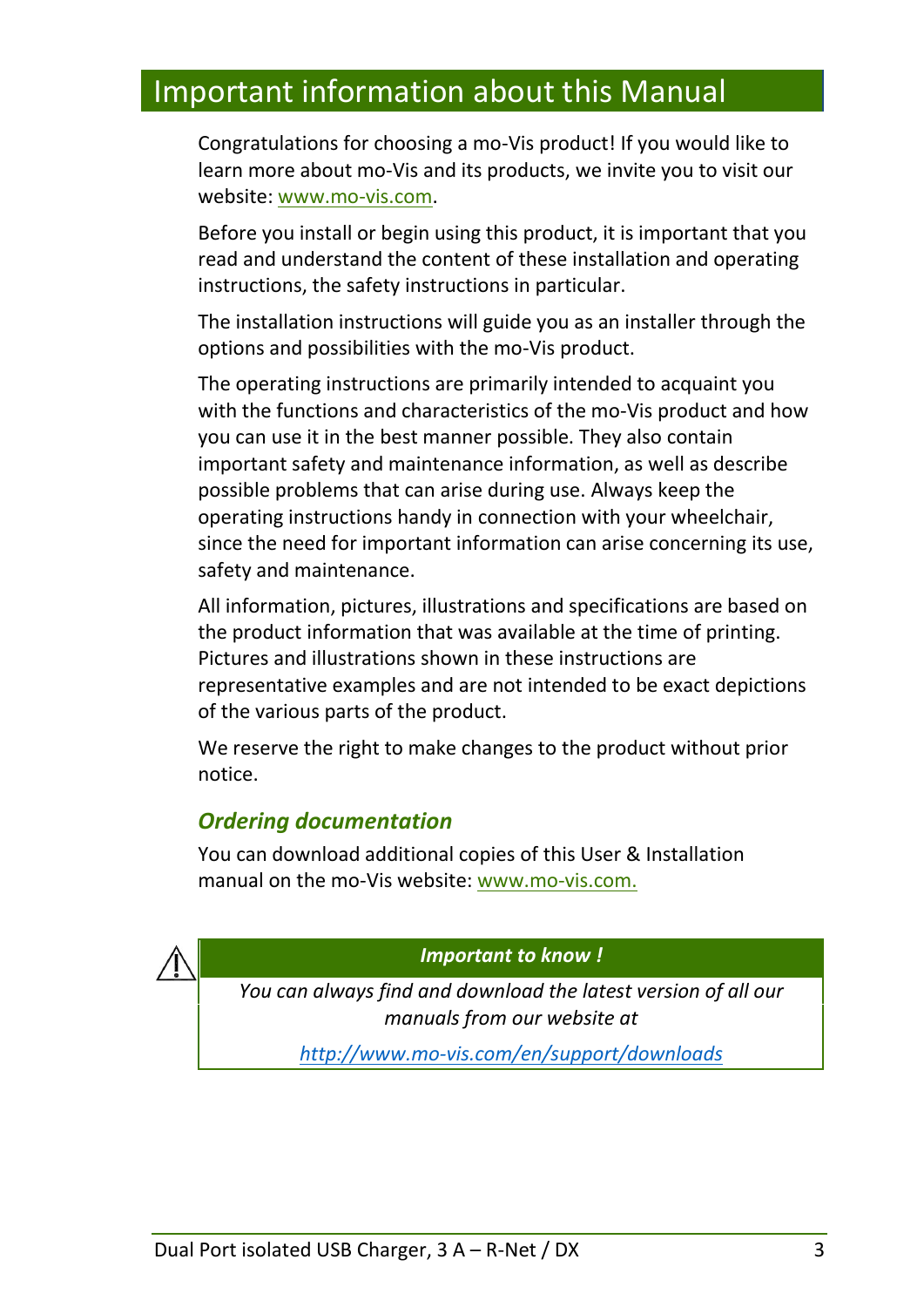# Important information about this Manual

Congratulations for choosing a mo-Vis product! If you would like to learn more about mo-Vis and its products, we invite you to visit our website: www.mo-vis.com.

Before you install or begin using this product, it is important that you read and understand the content of these installation and operating instructions, the safety instructions in particular.

The installation instructions will guide you as an installer through the options and possibilities with the mo-Vis product.

The operating instructions are primarily intended to acquaint you with the functions and characteristics of the mo-Vis product and how you can use it in the best manner possible. They also contain important safety and maintenance information, as well as describe possible problems that can arise during use. Always keep the operating instructions handy in connection with your wheelchair, since the need for important information can arise concerning its use, safety and maintenance.

All information, pictures, illustrations and specifications are based on the product information that was available at the time of printing. Pictures and illustrations shown in these instructions are representative examples and are not intended to be exact depictions of the various parts of the product.

We reserve the right to make changes to the product without prior notice.

## *Ordering documentation*

You can download additional copies of this User & Installation manual on the mo-Vis website: www.mo-vis.com.

| ***Important to know !*** |
| --- |
| *You can always find and download the latest version of all our manuals from our website at* |
| *http://www.mo-vis.com/en/support/downloads* |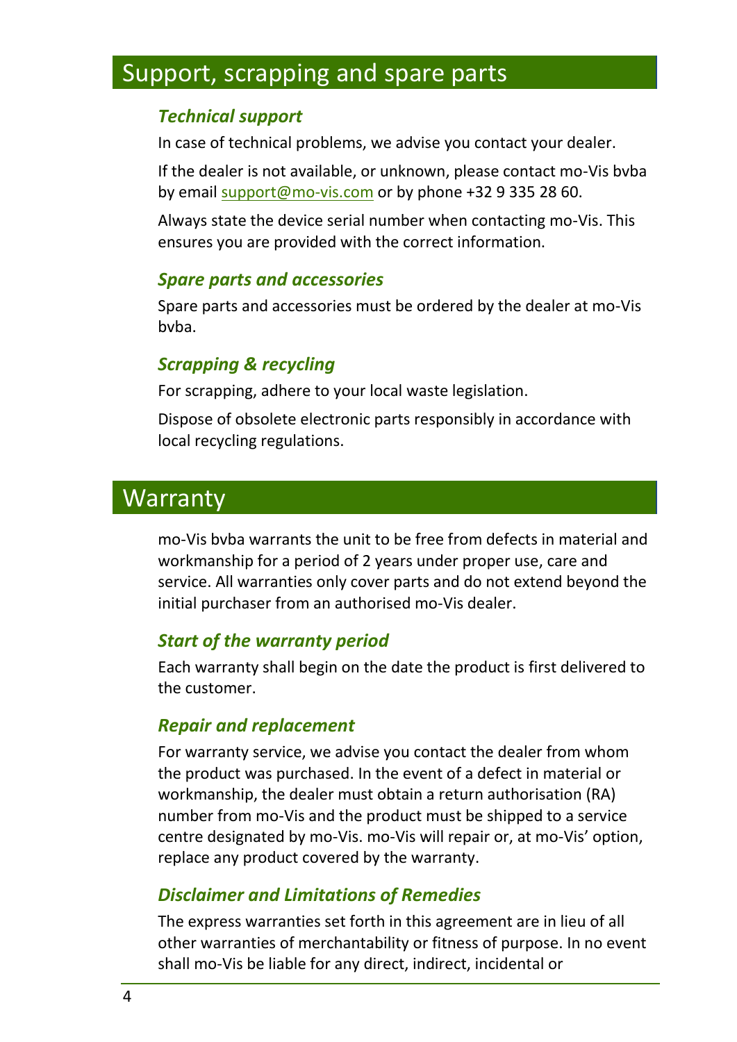# Support, scrapping and spare parts

### *Technical support*

In case of technical problems, we advise you contact your dealer.

If the dealer is not available, or unknown, please contact mo-Vis bvba by email support@mo-vis.com or by phone +32 9 335 28 60.

Always state the device serial number when contacting mo-Vis. This ensures you are provided with the correct information.

### *Spare parts and accessories*

Spare parts and accessories must be ordered by the dealer at mo-Vis bvba.

### *Scrapping & recycling*

For scrapping, adhere to your local waste legislation.

Dispose of obsolete electronic parts responsibly in accordance with local recycling regulations.

# Warranty

mo-Vis bvba warrants the unit to be free from defects in material and workmanship for a period of 2 years under proper use, care and service. All warranties only cover parts and do not extend beyond the initial purchaser from an authorised mo-Vis dealer.

### *Start of the warranty period*

Each warranty shall begin on the date the product is first delivered to the customer.

### *Repair and replacement*

For warranty service, we advise you contact the dealer from whom the product was purchased. In the event of a defect in material or workmanship, the dealer must obtain a return authorisation (RA) number from mo-Vis and the product must be shipped to a service centre designated by mo-Vis. mo-Vis will repair or, at mo-Vis' option, replace any product covered by the warranty.

### *Disclaimer and Limitations of Remedies*

The express warranties set forth in this agreement are in lieu of all other warranties of merchantability or fitness of purpose. In no event shall mo-Vis be liable for any direct, indirect, incidental or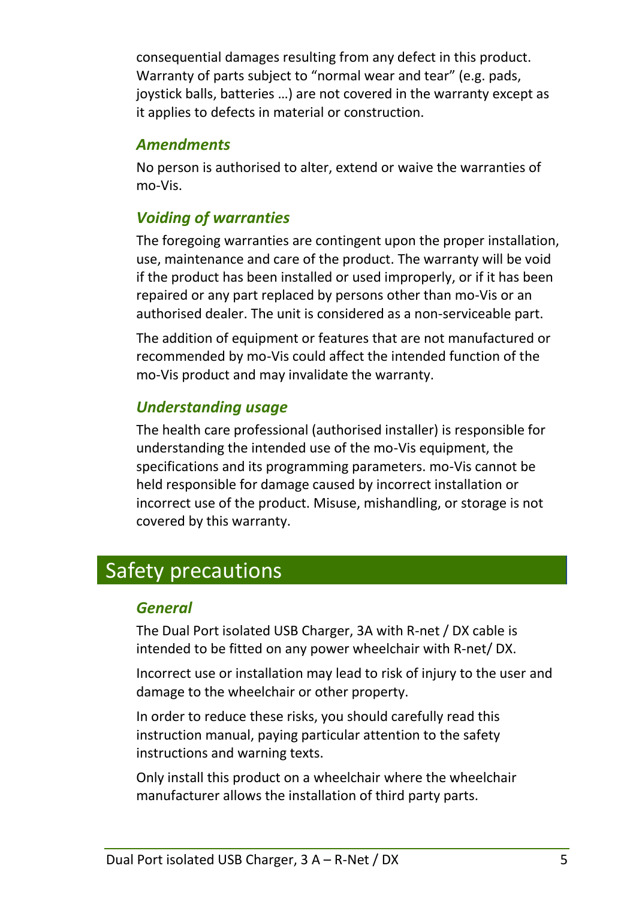consequential damages resulting from any defect in this product. Warranty of parts subject to “normal wear and tear” (e.g. pads, joystick balls, batteries …) are not covered in the warranty except as it applies to defects in material or construction.

### *Amendments*

No person is authorised to alter, extend or waive the warranties of mo-Vis.

### *Voiding of warranties*

The foregoing warranties are contingent upon the proper installation, use, maintenance and care of the product. The warranty will be void if the product has been installed or used improperly, or if it has been repaired or any part replaced by persons other than mo-Vis or an authorised dealer. The unit is considered as a non-serviceable part.

The addition of equipment or features that are not manufactured or recommended by mo-Vis could affect the intended function of the mo-Vis product and may invalidate the warranty.

### *Understanding usage*

The health care professional (authorised installer) is responsible for understanding the intended use of the mo-Vis equipment, the specifications and its programming parameters. mo-Vis cannot be held responsible for damage caused by incorrect installation or incorrect use of the product. Misuse, mishandling, or storage is not covered by this warranty.

## Safety precautions

### *General*

The Dual Port isolated USB Charger, 3A with R-net / DX cable is intended to be fitted on any power wheelchair with R-net/ DX.

Incorrect use or installation may lead to risk of injury to the user and damage to the wheelchair or other property.

In order to reduce these risks, you should carefully read this instruction manual, paying particular attention to the safety instructions and warning texts.

Only install this product on a wheelchair where the wheelchair manufacturer allows the installation of third party parts.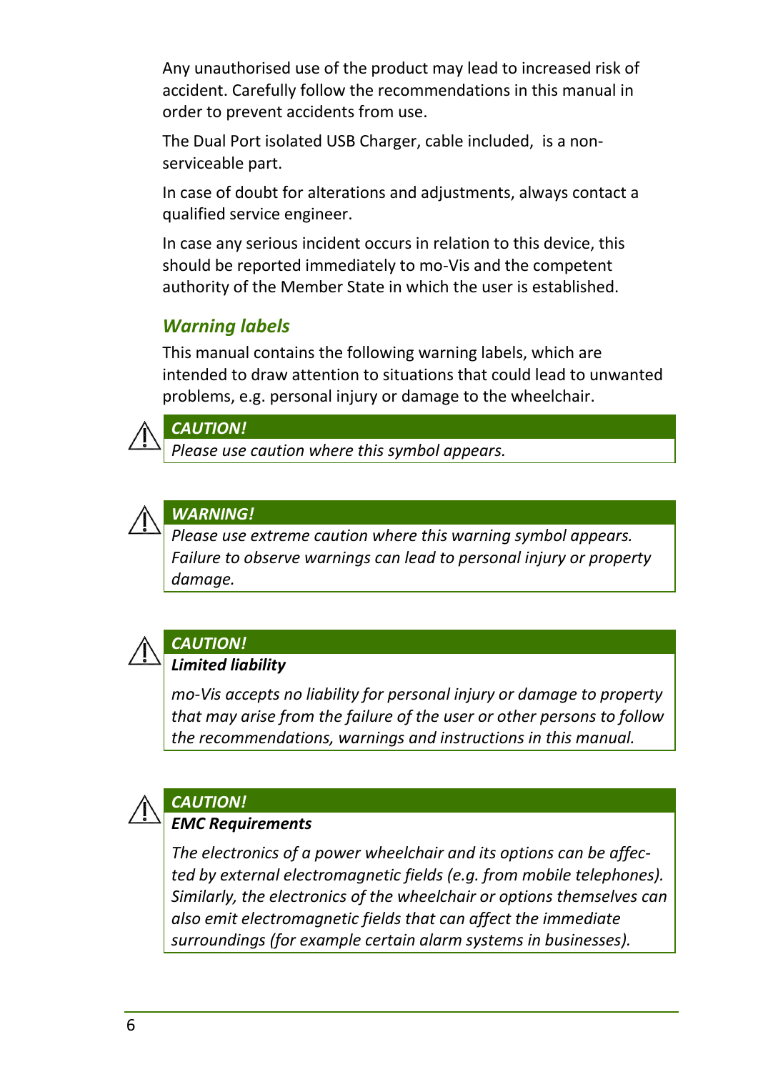Any unauthorised use of the product may lead to increased risk of accident. Carefully follow the recommendations in this manual in order to prevent accidents from use.

The Dual Port isolated USB Charger, cable included, is a non-serviceable part.

In case of doubt for alterations and adjustments, always contact a qualified service engineer.

In case any serious incident occurs in relation to this device, this should be reported immediately to mo-Vis and the competent authority of the Member State in which the user is established.

### Warning labels

This manual contains the following warning labels, which are intended to draw attention to situations that could lead to unwanted problems, e.g. personal injury or damage to the wheelchair.

> ***CAUTION!***
>
> *Please use caution where this symbol appears.*

> ***WARNING!***
>
> *Please use extreme caution where this warning symbol appears. Failure to observe warnings can lead to personal injury or property damage.*

> ***CAUTION!***
>
> ***Limited liability***
>
> *mo-Vis accepts no liability for personal injury or damage to property that may arise from the failure of the user or other persons to follow the recommendations, warnings and instructions in this manual.*

> ***CAUTION!***
>
> ***EMC Requirements***
>
> *The electronics of a power wheelchair and its options can be affected by external electromagnetic fields (e.g. from mobile telephones). Similarly, the electronics of the wheelchair or options themselves can also emit electromagnetic fields that can affect the immediate surroundings (for example certain alarm systems in businesses).*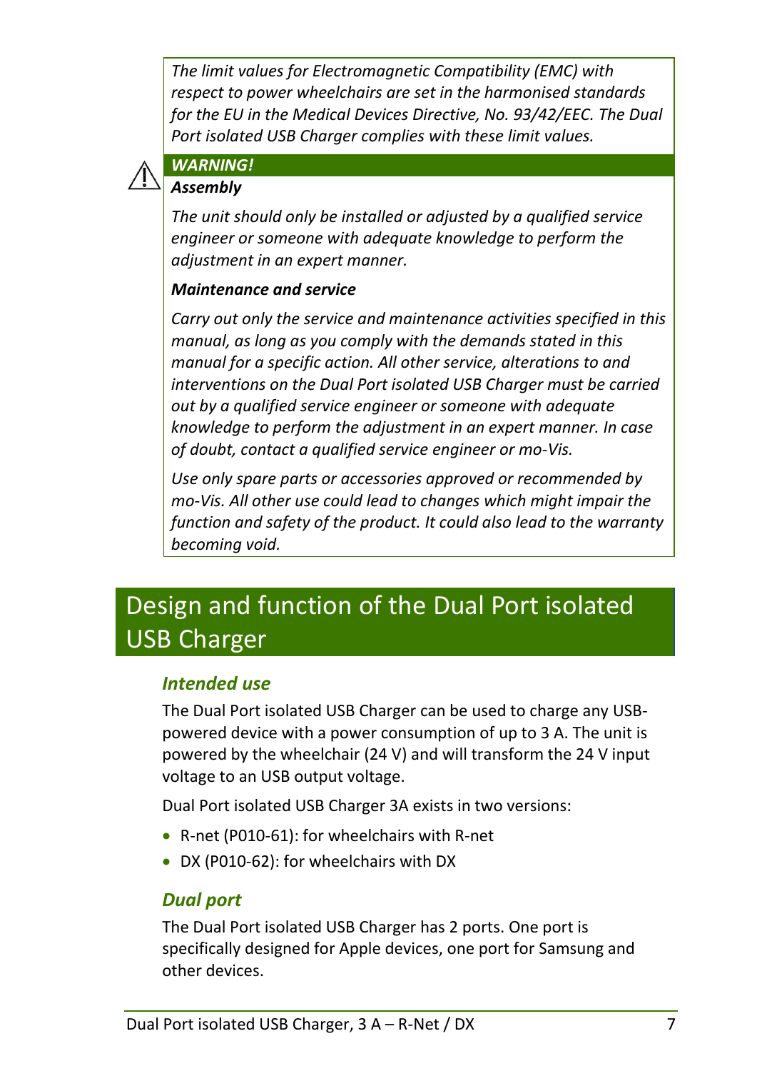*The limit values for Electromagnetic Compatibility (EMC) with respect to power wheelchairs are set in the harmonised standards for the EU in the Medical Devices Directive, No. 93/42/EEC. The Dual Port isolated USB Charger complies with these limit values.*

⚠ ***WARNING!***

***Assembly***

*The unit should only be installed or adjusted by a qualified service engineer or someone with adequate knowledge to perform the adjustment in an expert manner.*

***Maintenance and service***

*Carry out only the service and maintenance activities specified in this manual, as long as you comply with the demands stated in this manual for a specific action. All other service, alterations to and interventions on the Dual Port isolated USB Charger must be carried out by a qualified service engineer or someone with adequate knowledge to perform the adjustment in an expert manner. In case of doubt, contact a qualified service engineer or mo-Vis.*

*Use only spare parts or accessories approved or recommended by mo-Vis. All other use could lead to changes which might impair the function and safety of the product. It could also lead to the warranty becoming void.*

# Design and function of the Dual Port isolated USB Charger

## *Intended use*

The Dual Port isolated USB Charger can be used to charge any USB-powered device with a power consumption of up to 3 A. The unit is powered by the wheelchair (24 V) and will transform the 24 V input voltage to an USB output voltage.

Dual Port isolated USB Charger 3A exists in two versions:

- R-net (P010-61): for wheelchairs with R-net
- DX (P010-62): for wheelchairs with DX

## *Dual port*

The Dual Port isolated USB Charger has 2 ports. One port is specifically designed for Apple devices, one port for Samsung and other devices.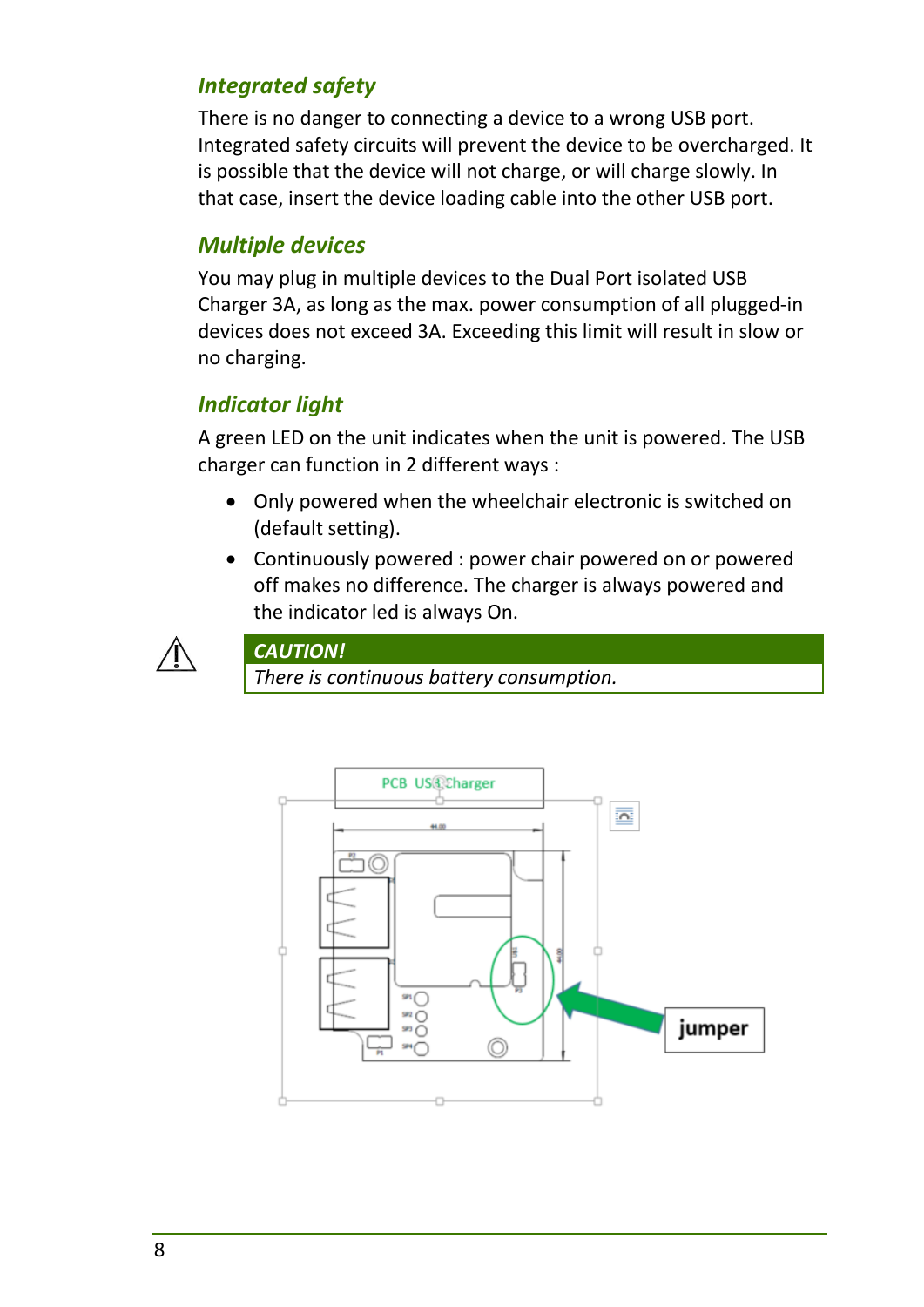### Integrated safety

There is no danger to connecting a device to a wrong USB port. Integrated safety circuits will prevent the device to be overcharged. It is possible that the device will not charge, or will charge slowly. In that case, insert the device loading cable into the other USB port.

### Multiple devices

You may plug in multiple devices to the Dual Port isolated USB Charger 3A, as long as the max. power consumption of all plugged-in devices does not exceed 3A. Exceeding this limit will result in slow or no charging.

### Indicator light

A green LED on the unit indicates when the unit is powered. The USB charger can function in 2 different ways :

- Only powered when the wheelchair electronic is switched on (default setting).
- Continuously powered : power chair powered on or powered off makes no difference. The charger is always powered and the indicator led is always On.

> ⚠ ***CAUTION!***
> *There is continuous battery consumption.*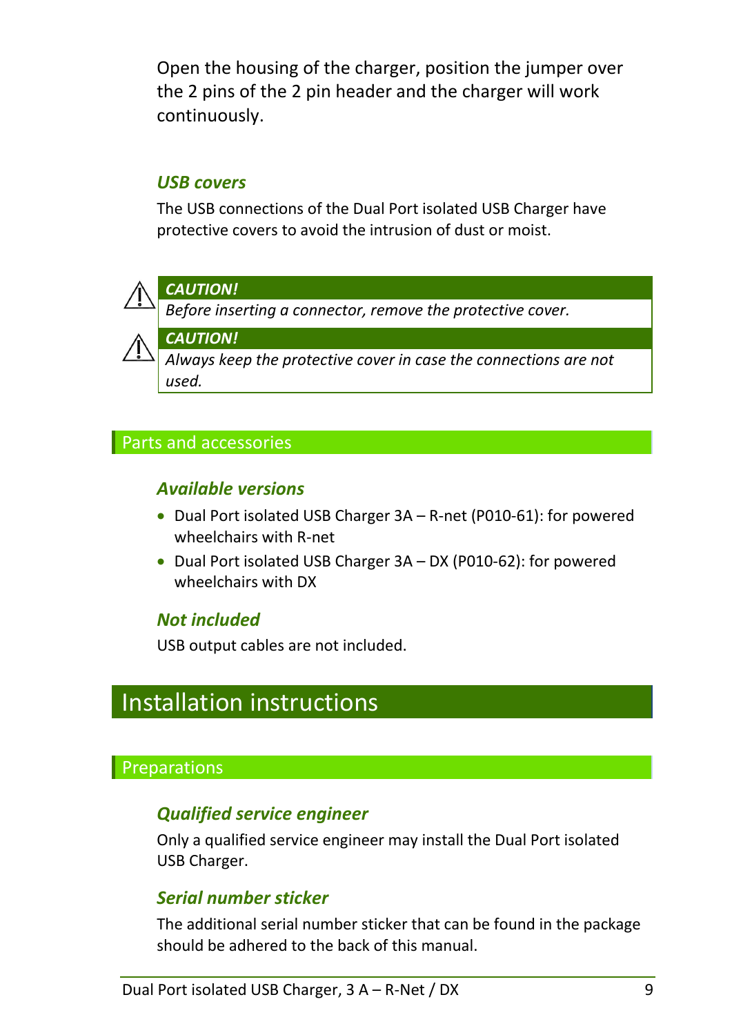Open the housing of the charger, position the jumper over the 2 pins of the 2 pin header and the charger will work continuously.

### *USB covers*

The USB connections of the Dual Port isolated USB Charger have protective covers to avoid the intrusion of dust or moist.

> ⚠ ***CAUTION!***
> *Before inserting a connector, remove the protective cover.*

> ⚠ ***CAUTION!***
> *Always keep the protective cover in case the connections are not used.*

## Parts and accessories

### *Available versions*

- Dual Port isolated USB Charger 3A – R-net (P010-61): for powered wheelchairs with R-net
- Dual Port isolated USB Charger 3A – DX (P010-62): for powered wheelchairs with DX

### *Not included*

USB output cables are not included.

# Installation instructions

## Preparations

### *Qualified service engineer*

Only a qualified service engineer may install the Dual Port isolated USB Charger.

### *Serial number sticker*

The additional serial number sticker that can be found in the package should be adhered to the back of this manual.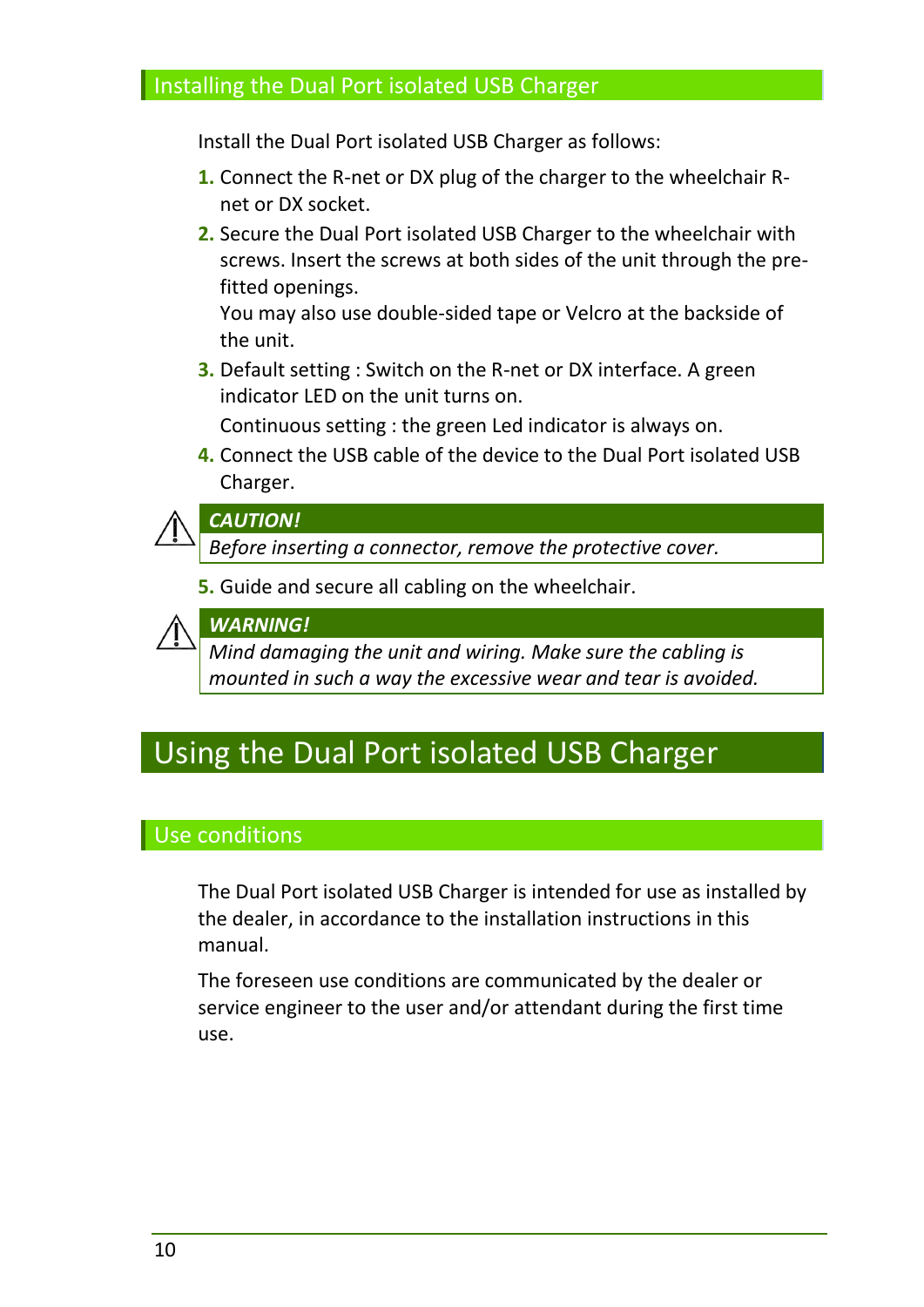## Installing the Dual Port isolated USB Charger

Install the Dual Port isolated USB Charger as follows:

1. Connect the R-net or DX plug of the charger to the wheelchair R-net or DX socket.
2. Secure the Dual Port isolated USB Charger to the wheelchair with screws. Insert the screws at both sides of the unit through the pre-fitted openings.
   You may also use double-sided tape or Velcro at the backside of the unit.
3. Default setting : Switch on the R-net or DX interface. A green indicator LED on the unit turns on.
   Continuous setting : the green Led indicator is always on.
4. Connect the USB cable of the device to the Dual Port isolated USB Charger.

> ***CAUTION!***
> *Before inserting a connector, remove the protective cover.*

5. Guide and secure all cabling on the wheelchair.

> ***WARNING!***
> *Mind damaging the unit and wiring. Make sure the cabling is mounted in such a way the excessive wear and tear is avoided.*

# Using the Dual Port isolated USB Charger

## Use conditions

The Dual Port isolated USB Charger is intended for use as installed by the dealer, in accordance to the installation instructions in this manual.

The foreseen use conditions are communicated by the dealer or service engineer to the user and/or attendant during the first time use.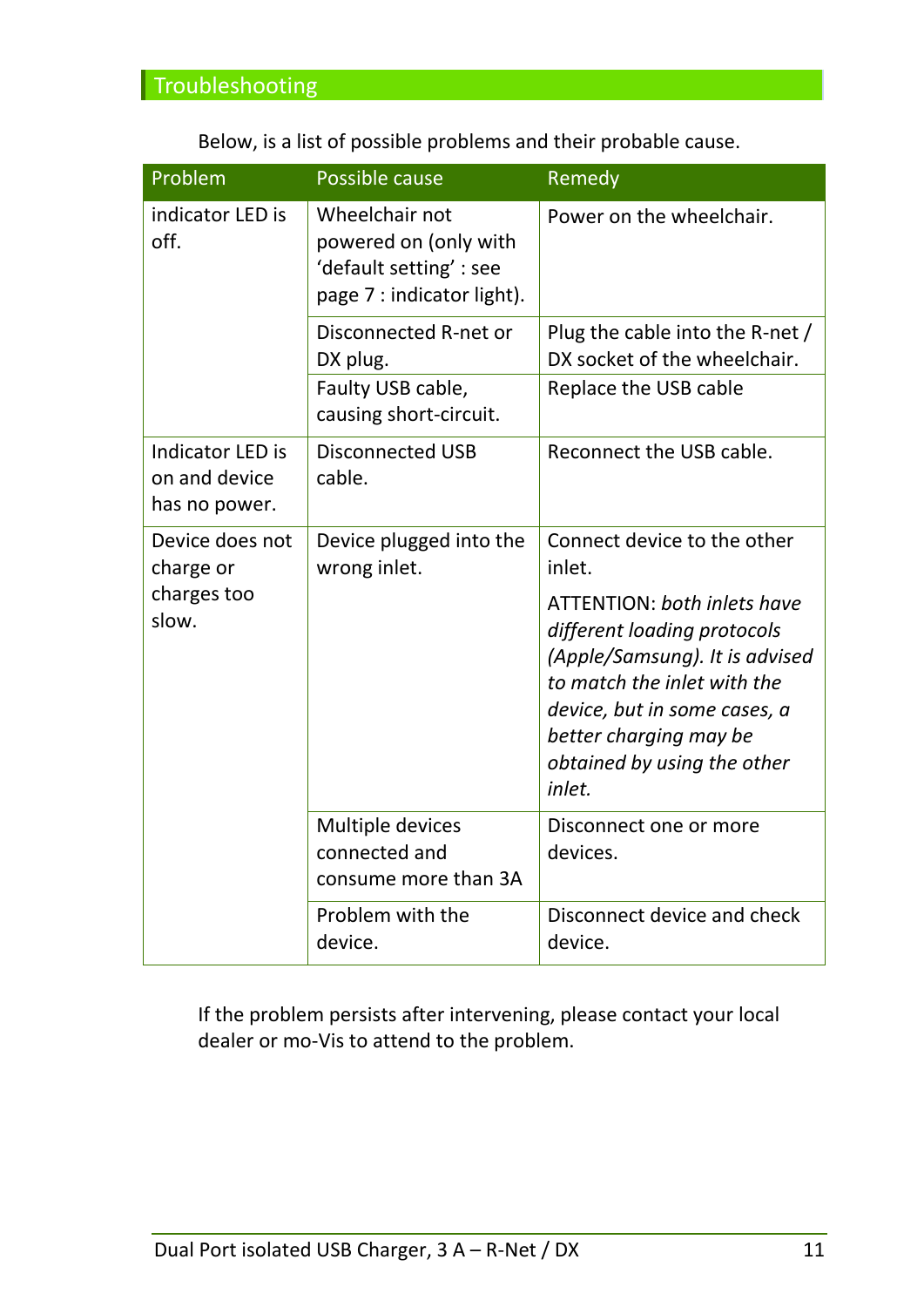# Troubleshooting

Below, is a list of possible problems and their probable cause.

| Problem | Possible cause | Remedy |
|---|---|---|
| indicator LED is off. | Wheelchair not powered on (only with 'default setting' : see page 7 : indicator light). | Power on the wheelchair. |
| | Disconnected R-net or DX plug. | Plug the cable into the R-net / DX socket of the wheelchair. |
| | Faulty USB cable, causing short-circuit. | Replace the USB cable |
| Indicator LED is on and device has no power. | Disconnected USB cable. | Reconnect the USB cable. |
| Device does not charge or charges too slow. | Device plugged into the wrong inlet. | Connect device to the other inlet.<br><br>ATTENTION: *both inlets have different loading protocols (Apple/Samsung). It is advised to match the inlet with the device, but in some cases, a better charging may be obtained by using the other inlet.* |
| | Multiple devices connected and consume more than 3A | Disconnect one or more devices. |
| | Problem with the device. | Disconnect device and check device. |

If the problem persists after intervening, please contact your local dealer or mo-Vis to attend to the problem.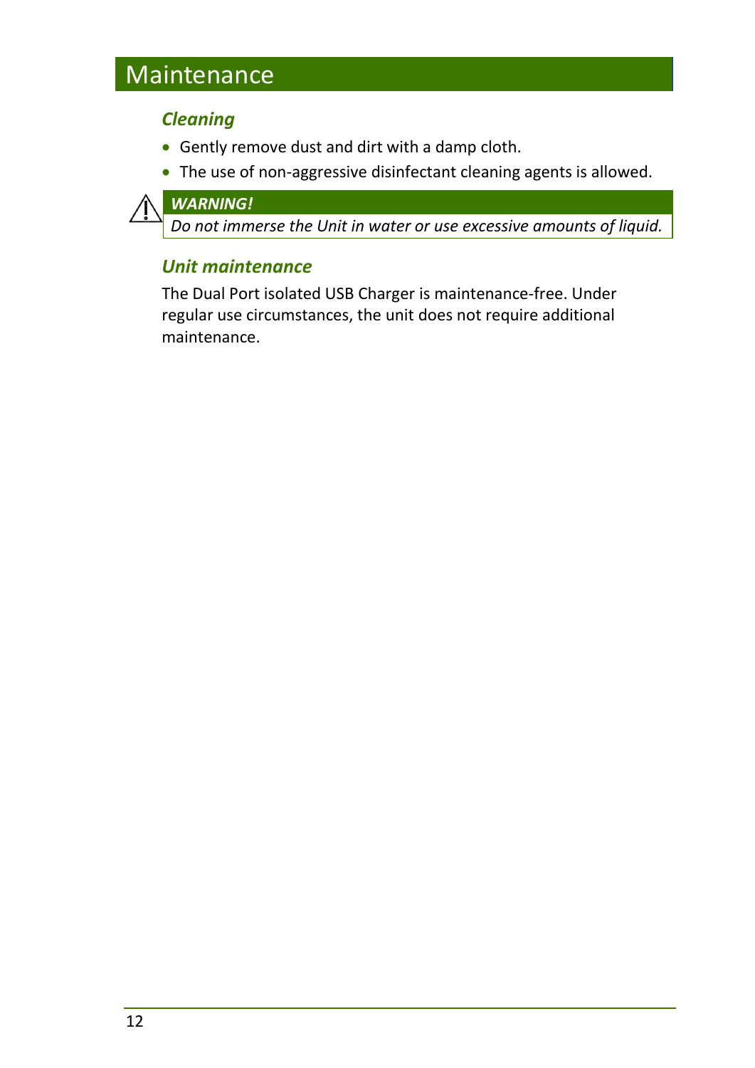# Maintenance

## Cleaning

- Gently remove dust and dirt with a damp cloth.
- The use of non-aggressive disinfectant cleaning agents is allowed.

> ***WARNING!***
> *Do not immerse the Unit in water or use excessive amounts of liquid.*

## Unit maintenance

The Dual Port isolated USB Charger is maintenance-free. Under regular use circumstances, the unit does not require additional maintenance.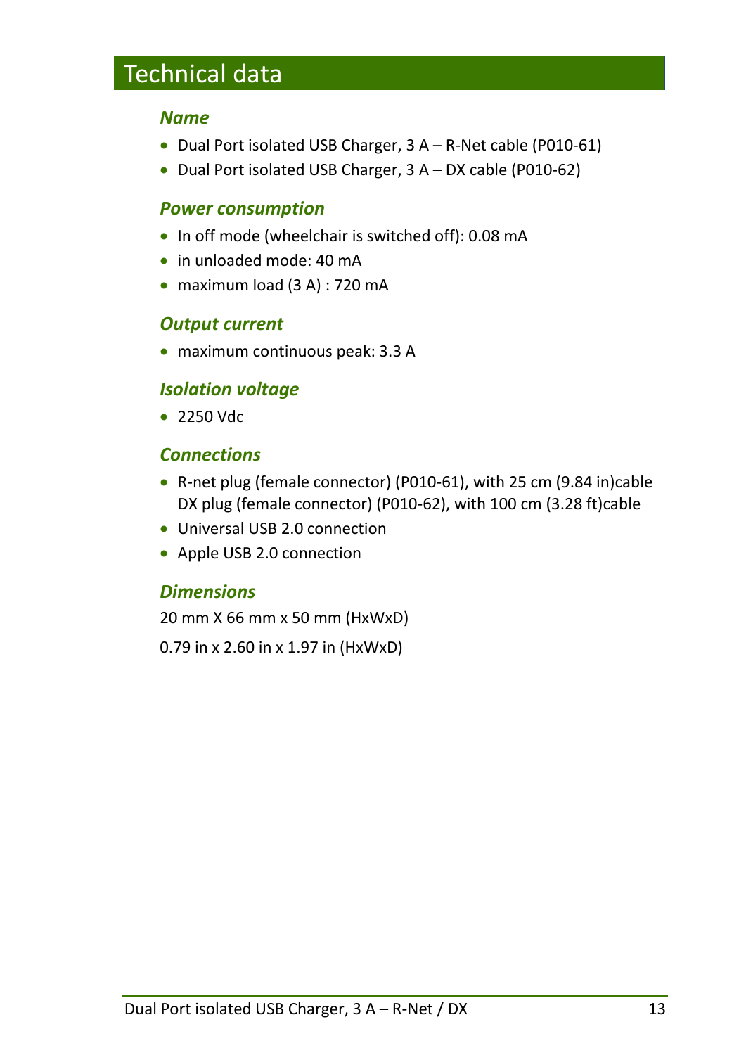# Technical data

### *Name*

- Dual Port isolated USB Charger, 3 A – R-Net cable (P010-61)
- Dual Port isolated USB Charger, 3 A – DX cable (P010-62)

### *Power consumption*

- In off mode (wheelchair is switched off): 0.08 mA
- in unloaded mode: 40 mA
- maximum load (3 A) : 720 mA

### *Output current*

- maximum continuous peak: 3.3 A

### *Isolation voltage*

- 2250 Vdc

### *Connections*

- R-net plug (female connector) (P010-61), with 25 cm (9.84 in)cable
  DX plug (female connector) (P010-62), with 100 cm (3.28 ft)cable
- Universal USB 2.0 connection
- Apple USB 2.0 connection

### *Dimensions*

20 mm X 66 mm x 50 mm (HxWxD)

0.79 in x 2.60 in x 1.97 in (HxWxD)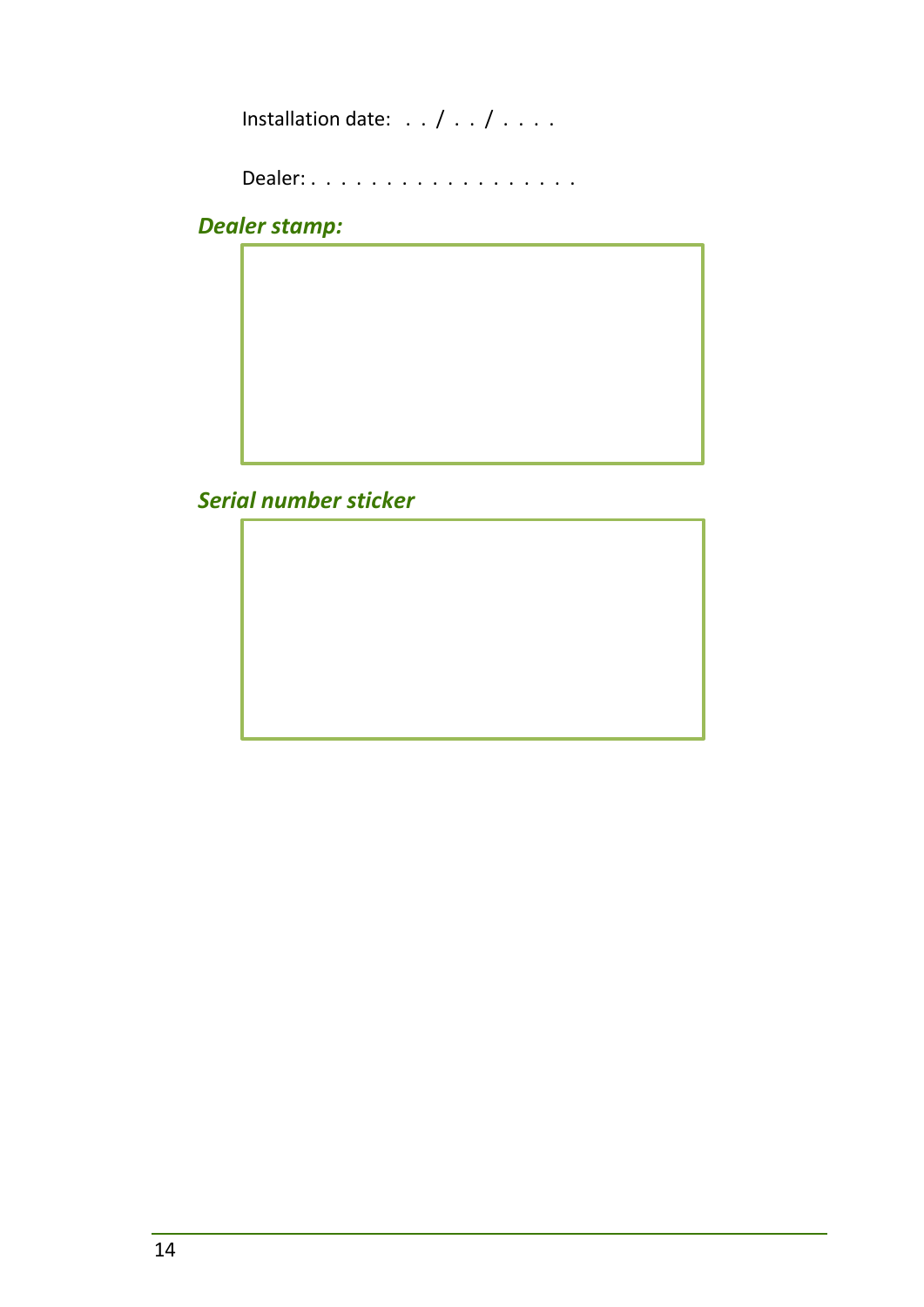Installation date:  . . / . . / . . . .

Dealer: . . . . . . . . . . . . . . . . . . .

***Dealer stamp:***

***Serial number sticker***